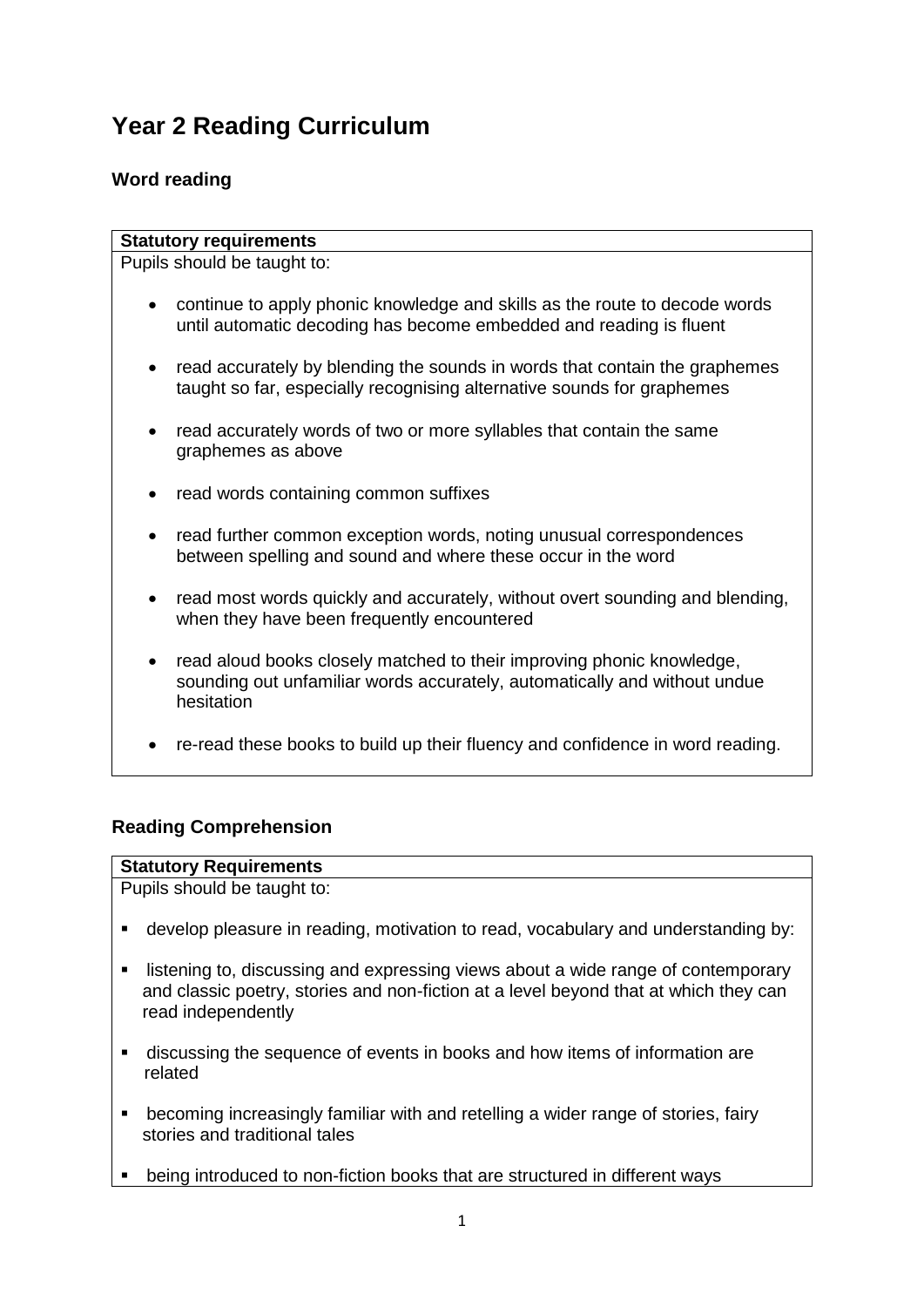# Year 2 Reading Curriculum

## Word reading

| Statutory requirements |
|---|
| Pupils should be taught to:<br><br>• continue to apply phonic knowledge and skills as the route to decode words until automatic decoding has become embedded and reading is fluent<br><br>• read accurately by blending the sounds in words that contain the graphemes taught so far, especially recognising alternative sounds for graphemes<br><br>• read accurately words of two or more syllables that contain the same graphemes as above<br><br>• read words containing common suffixes<br><br>• read further common exception words, noting unusual correspondences between spelling and sound and where these occur in the word<br><br>• read most words quickly and accurately, without overt sounding and blending, when they have been frequently encountered<br><br>• read aloud books closely matched to their improving phonic knowledge, sounding out unfamiliar words accurately, automatically and without undue hesitation<br><br>• re-read these books to build up their fluency and confidence in word reading. |

## Reading Comprehension

| Statutory Requirements |
|---|
| Pupils should be taught to:<br><br>▪ develop pleasure in reading, motivation to read, vocabulary and understanding by:<br><br>▪ listening to, discussing and expressing views about a wide range of contemporary and classic poetry, stories and non-fiction at a level beyond that at which they can read independently<br><br>▪ discussing the sequence of events in books and how items of information are related<br><br>▪ becoming increasingly familiar with and retelling a wider range of stories, fairy stories and traditional tales<br><br>▪ being introduced to non-fiction books that are structured in different ways |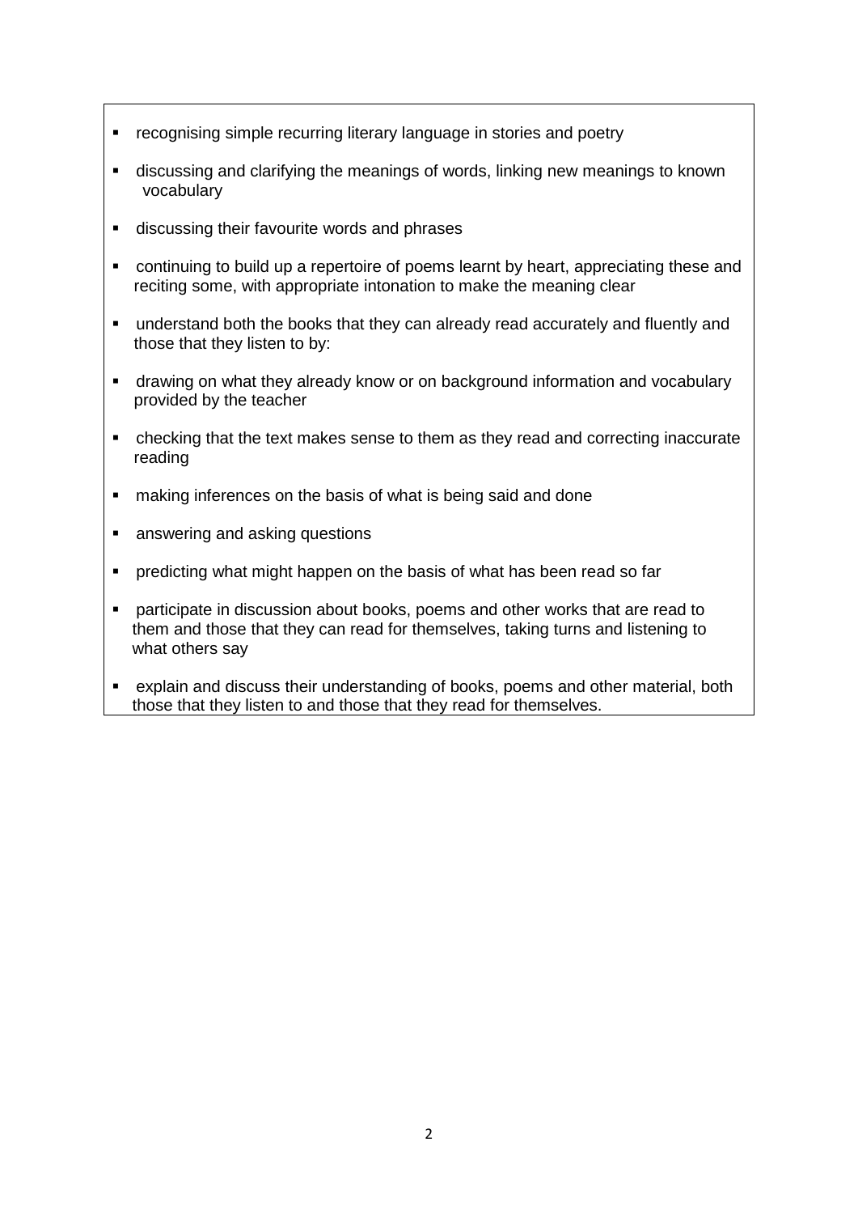- recognising simple recurring literary language in stories and poetry
- discussing and clarifying the meanings of words, linking new meanings to known vocabulary
- discussing their favourite words and phrases
- continuing to build up a repertoire of poems learnt by heart, appreciating these and reciting some, with appropriate intonation to make the meaning clear
- understand both the books that they can already read accurately and fluently and those that they listen to by:
- drawing on what they already know or on background information and vocabulary provided by the teacher
- checking that the text makes sense to them as they read and correcting inaccurate reading
- making inferences on the basis of what is being said and done
- answering and asking questions
- predicting what might happen on the basis of what has been read so far
- participate in discussion about books, poems and other works that are read to them and those that they can read for themselves, taking turns and listening to what others say
- explain and discuss their understanding of books, poems and other material, both those that they listen to and those that they read for themselves.